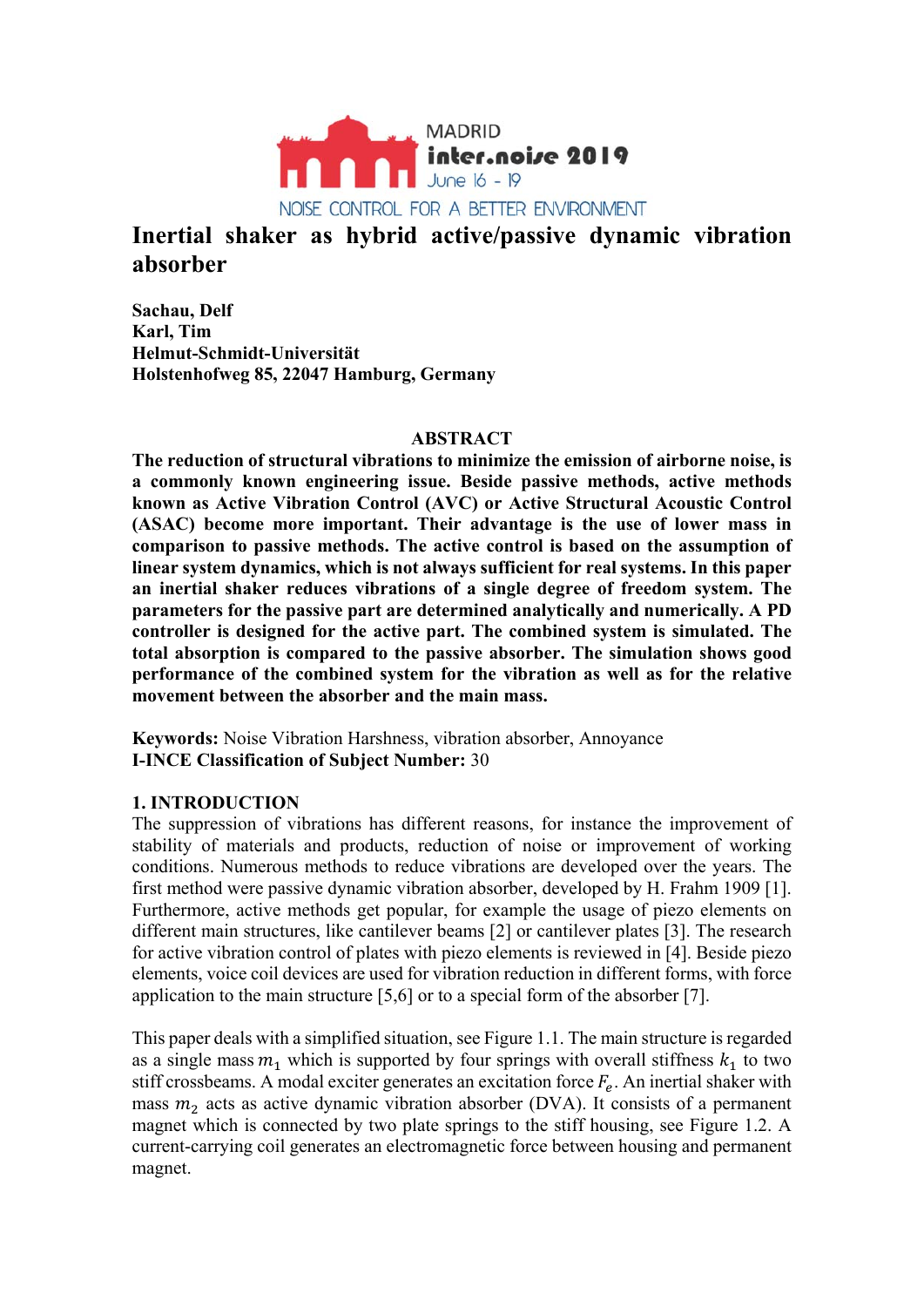# Inertial shaker as hybrid active/passive dynamic vibration absorber

**Sachau, Delf**
**Karl, Tim**
**Helmut-Schmidt-Universität**
**Holstenhofweg 85, 22047 Hamburg, Germany**

## ABSTRACT

**The reduction of structural vibrations to minimize the emission of airborne noise, is a commonly known engineering issue. Beside passive methods, active methods known as Active Vibration Control (AVC) or Active Structural Acoustic Control (ASAC) become more important. Their advantage is the use of lower mass in comparison to passive methods. The active control is based on the assumption of linear system dynamics, which is not always sufficient for real systems. In this paper an inertial shaker reduces vibrations of a single degree of freedom system. The parameters for the passive part are determined analytically and numerically. A PD controller is designed for the active part. The combined system is simulated. The total absorption is compared to the passive absorber. The simulation shows good performance of the combined system for the vibration as well as for the relative movement between the absorber and the main mass.**

**Keywords:** Noise Vibration Harshness, vibration absorber, Annoyance
**I-INCE Classification of Subject Number:** 30

## 1. INTRODUCTION

The suppression of vibrations has different reasons, for instance the improvement of stability of materials and products, reduction of noise or improvement of working conditions. Numerous methods to reduce vibrations are developed over the years. The first method were passive dynamic vibration absorber, developed by H. Frahm 1909 [1]. Furthermore, active methods get popular, for example the usage of piezo elements on different main structures, like cantilever beams [2] or cantilever plates [3]. The research for active vibration control of plates with piezo elements is reviewed in [4]. Beside piezo elements, voice coil devices are used for vibration reduction in different forms, with force application to the main structure [5,6] or to a special form of the absorber [7].

This paper deals with a simplified situation, see Figure 1.1. The main structure is regarded as a single mass $m_1$ which is supported by four springs with overall stiffness $k_1$ to two stiff crossbeams. A modal exciter generates an excitation force $F_e$. An inertial shaker with mass $m_2$ acts as active dynamic vibration absorber (DVA). It consists of a permanent magnet which is connected by two plate springs to the stiff housing, see Figure 1.2. A current-carrying coil generates an electromagnetic force between housing and permanent magnet.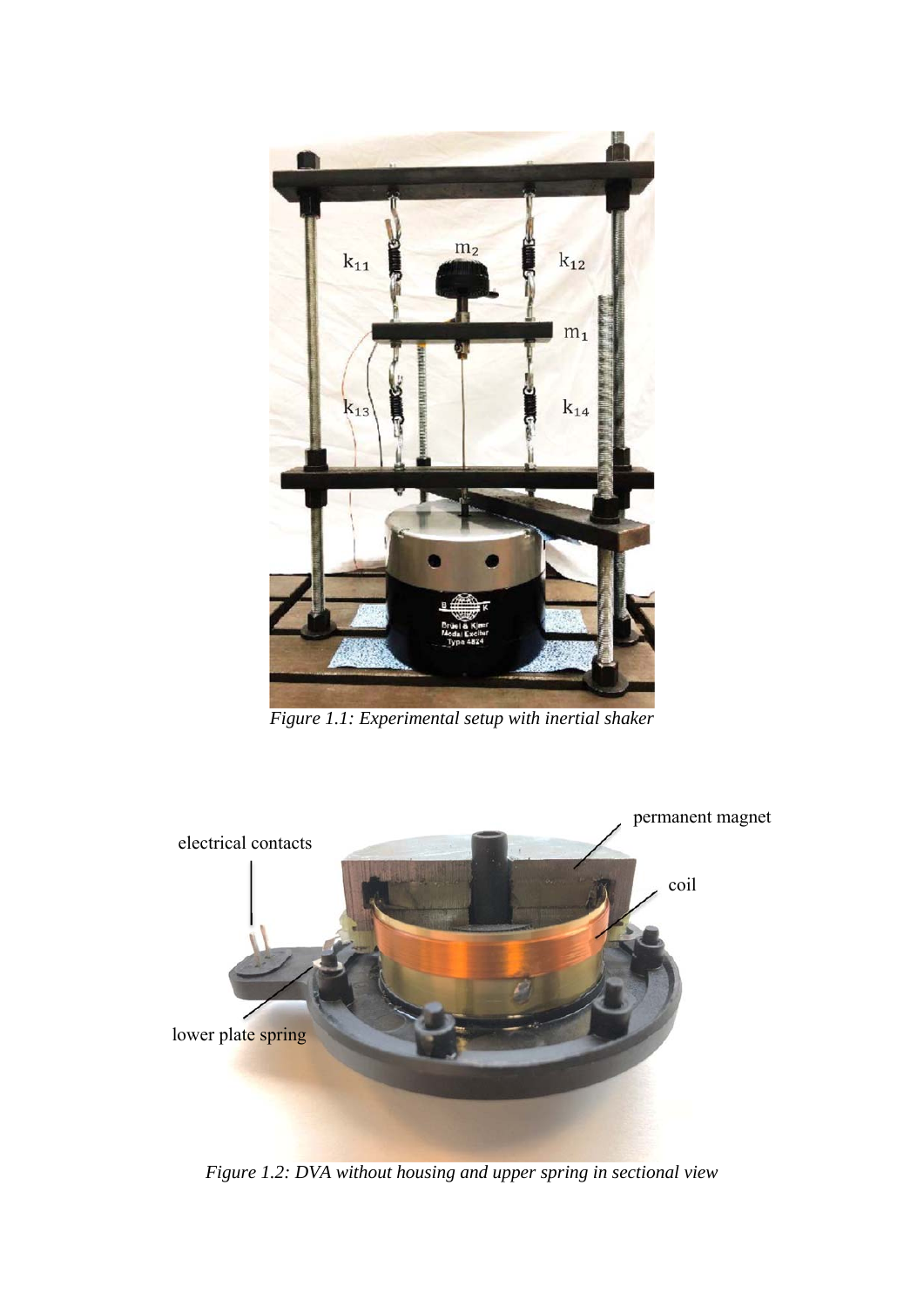*Figure 1.1: Experimental setup with inertial shaker*

*Figure 1.2: DVA without housing and upper spring in sectional view*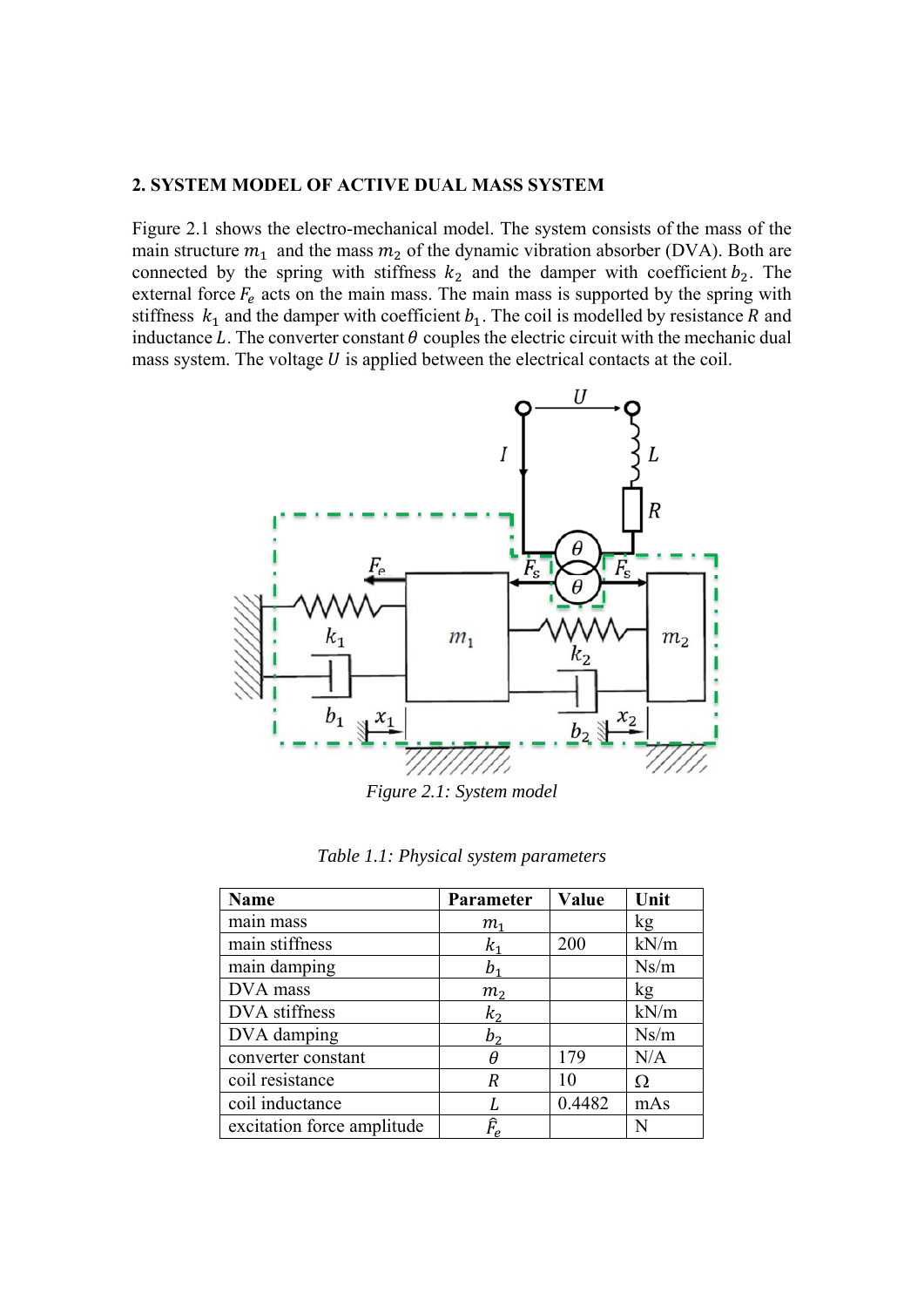## 2. SYSTEM MODEL OF ACTIVE DUAL MASS SYSTEM

Figure 2.1 shows the electro-mechanical model. The system consists of the mass of the main structure $m_1$ and the mass $m_2$ of the dynamic vibration absorber (DVA). Both are connected by the spring with stiffness $k_2$ and the damper with coefficient $b_2$. The external force $F_e$ acts on the main mass. The main mass is supported by the spring with stiffness $k_1$ and the damper with coefficient $b_1$. The coil is modelled by resistance $R$ and inductance $L$. The converter constant $\theta$ couples the electric circuit with the mechanic dual mass system. The voltage $U$ is applied between the electrical contacts at the coil.

*Figure 2.1: System model*

*Table 1.1: Physical system parameters*

| Name | Parameter | Value | Unit |
|---|---|---|---|
| main mass | $m_1$ | | kg |
| main stiffness | $k_1$ | 200 | kN/m |
| main damping | $b_1$ | | Ns/m |
| DVA mass | $m_2$ | | kg |
| DVA stiffness | $k_2$ | | kN/m |
| DVA damping | $b_2$ | | Ns/m |
| converter constant | $\theta$ | 179 | N/A |
| coil resistance | $R$ | 10 | Ω |
| coil inductance | $L$ | 0.4482 | mAs |
| excitation force amplitude | $\hat{F}_e$ | | N |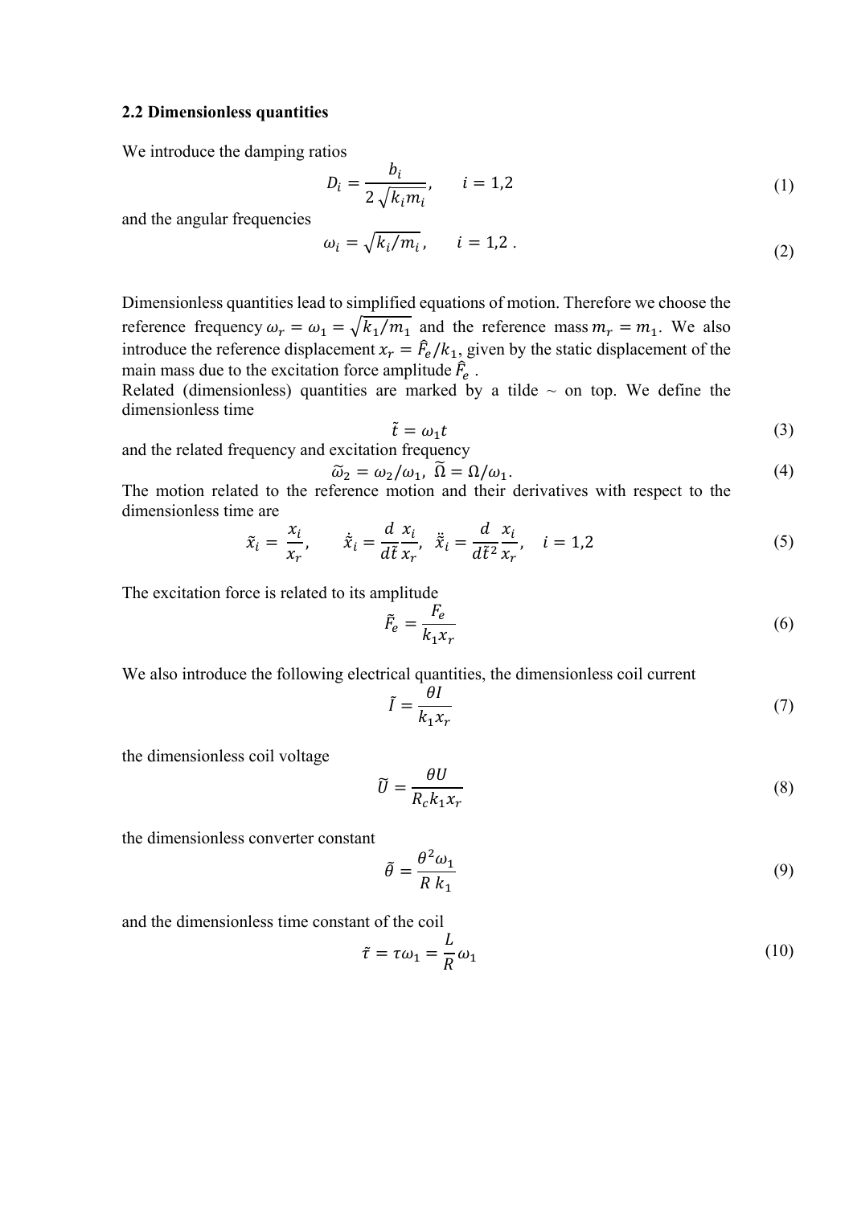### 2.2 Dimensionless quantities

We introduce the damping ratios

$$D_i = \frac{b_i}{2\sqrt{k_i m_i}}, \qquad i = 1{,}2 \tag{1}$$

and the angular frequencies

$$\omega_i = \sqrt{k_i/m_i}, \qquad i = 1{,}2\ . \tag{2}$$

Dimensionless quantities lead to simplified equations of motion. Therefore we choose the reference frequency $\omega_r = \omega_1 = \sqrt{k_1/m_1}$ and the reference mass $m_r = m_1$. We also introduce the reference displacement $x_r = \hat{F}_e/k_1$, given by the static displacement of the main mass due to the excitation force amplitude $\hat{F}_e$ .
Related (dimensionless) quantities are marked by a tilde ~ on top. We define the dimensionless time

$$\tilde{t} = \omega_1 t \tag{3}$$

and the related frequency and excitation frequency

$$\tilde{\omega}_2 = \omega_2/\omega_1,\ \tilde{\Omega} = \Omega/\omega_1. \tag{4}$$

The motion related to the reference motion and their derivatives with respect to the dimensionless time are

$$\tilde{x}_i = \frac{x_i}{x_r}, \qquad \dot{\tilde{x}}_i = \frac{d}{d\tilde{t}}\frac{x_i}{x_r},\ \ \ddot{\tilde{x}}_i = \frac{d}{d\tilde{t}^2}\frac{x_i}{x_r}, \quad i = 1{,}2 \tag{5}$$

The excitation force is related to its amplitude

$$\tilde{F}_e = \frac{F_e}{k_1 x_r} \tag{6}$$

We also introduce the following electrical quantities, the dimensionless coil current

$$\tilde{I} = \frac{\theta I}{k_1 x_r} \tag{7}$$

the dimensionless coil voltage

$$\tilde{U} = \frac{\theta U}{R_c k_1 x_r} \tag{8}$$

the dimensionless converter constant

$$\tilde{\theta} = \frac{\theta^2 \omega_1}{R\ k_1} \tag{9}$$

and the dimensionless time constant of the coil

$$\tilde{\tau} = \tau\omega_1 = \frac{L}{R}\omega_1 \tag{10}$$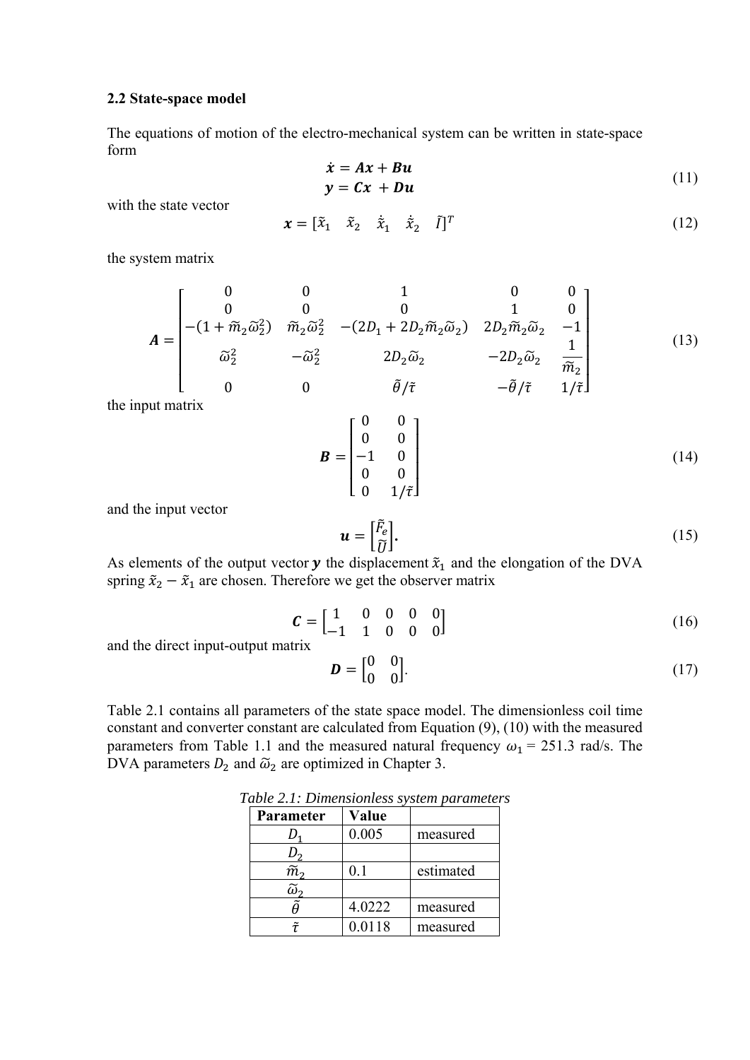## 2.2 State-space model

The equations of motion of the electro-mechanical system can be written in state-space form

$$
\begin{aligned}
\dot{\boldsymbol{x}} &= \boldsymbol{A}\boldsymbol{x} + \boldsymbol{B}\boldsymbol{u} \\
\boldsymbol{y} &= \boldsymbol{C}\boldsymbol{x} + \boldsymbol{D}\boldsymbol{u}
\end{aligned}
\tag{11}
$$

with the state vector

$$
\boldsymbol{x} = [\tilde{x}_1 \quad \tilde{x}_2 \quad \dot{\tilde{x}}_1 \quad \dot{\tilde{x}}_2 \quad \tilde{I}]^T
\tag{12}
$$

the system matrix

$$
\boldsymbol{A} = \begin{bmatrix}
0 & 0 & 1 & 0 & 0 \\
0 & 0 & 0 & 1 & 0 \\
-(1+\tilde{m}_2\tilde{\omega}_2^2) & \tilde{m}_2\tilde{\omega}_2^2 & -(2D_1 + 2D_2\tilde{m}_2\tilde{\omega}_2) & 2D_2\tilde{m}_2\tilde{\omega}_2 & -1 \\
\tilde{\omega}_2^2 & -\tilde{\omega}_2^2 & 2D_2\tilde{\omega}_2 & -2D_2\tilde{\omega}_2 & \dfrac{1}{\tilde{m}_2} \\
0 & 0 & \tilde{\theta}/\tilde{\tau} & -\tilde{\theta}/\tilde{\tau} & 1/\tilde{\tau}
\end{bmatrix}
\tag{13}
$$

the input matrix

$$
\boldsymbol{B} = \begin{bmatrix}
0 & 0 \\
0 & 0 \\
-1 & 0 \\
0 & 0 \\
0 & 1/\tilde{\tau}
\end{bmatrix}
\tag{14}
$$

and the input vector

$$
\boldsymbol{u} = \begin{bmatrix} \tilde{F}_e \\ \tilde{U} \end{bmatrix}.
\tag{15}
$$

As elements of the output vector $\boldsymbol{y}$ the displacement $\tilde{x}_1$ and the elongation of the DVA spring $\tilde{x}_2 - \tilde{x}_1$ are chosen. Therefore we get the observer matrix

$$
\boldsymbol{C} = \begin{bmatrix} 1 & 0 & 0 & 0 & 0 \\ -1 & 1 & 0 & 0 & 0 \end{bmatrix}
\tag{16}
$$

and the direct input-output matrix

$$
\boldsymbol{D} = \begin{bmatrix} 0 & 0 \\ 0 & 0 \end{bmatrix}.
\tag{17}
$$

Table 2.1 contains all parameters of the state space model. The dimensionless coil time constant and converter constant are calculated from Equation (9), (10) with the measured parameters from Table 1.1 and the measured natural frequency $\omega_1$ = 251.3 rad/s. The DVA parameters $D_2$ and $\tilde{\omega}_2$ are optimized in Chapter 3.

*Table 2.1: Dimensionless system parameters*

| Parameter | Value | |
|---|---|---|
| $D_1$ | 0.005 | measured |
| $D_2$ | | |
| $\tilde{m}_2$ | 0.1 | estimated |
| $\tilde{\omega}_2$ | | |
| $\tilde{\theta}$ | 4.0222 | measured |
| $\tilde{\tau}$ | 0.0118 | measured |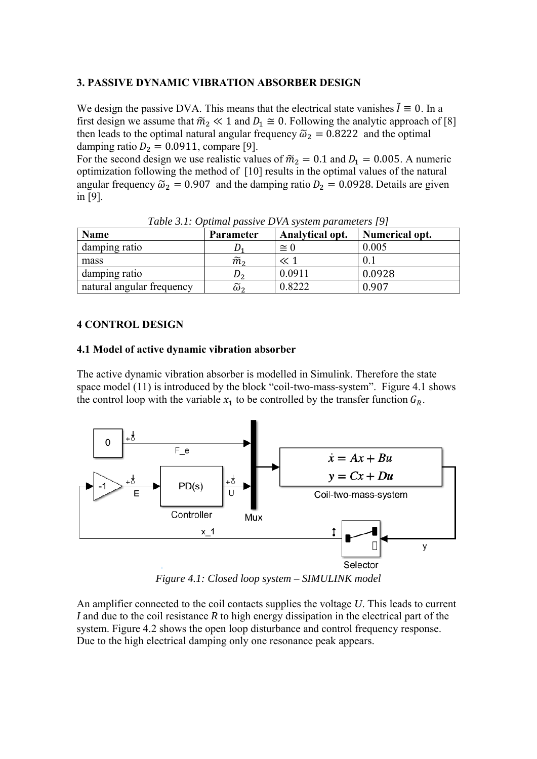## 3. PASSIVE DYNAMIC VIBRATION ABSORBER DESIGN

We design the passive DVA. This means that the electrical state vanishes $\tilde{I} \equiv 0$. In a first design we assume that $\tilde{m}_2 \ll 1$ and $D_1 \cong 0$. Following the analytic approach of [8] then leads to the optimal natural angular frequency $\tilde{\omega}_2 = 0.8222$ and the optimal damping ratio $D_2 = 0.0911$, compare [9].

For the second design we use realistic values of $\tilde{m}_2 = 0.1$ and $D_1 = 0.005$. A numeric optimization following the method of [10] results in the optimal values of the natural angular frequency $\tilde{\omega}_2 = 0.907$ and the damping ratio $D_2 = 0.0928$. Details are given in [9].

*Table 3.1: Optimal passive DVA system parameters [9]*

| Name | Parameter | Analytical opt. | Numerical opt. |
| --- | --- | --- | --- |
| damping ratio | $D_1$ | $\cong 0$ | 0.005 |
| mass | $\tilde{m}_2$ | $\ll 1$ | 0.1 |
| damping ratio | $D_2$ | 0.0911 | 0.0928 |
| natural angular frequency | $\tilde{\omega}_2$ | 0.8222 | 0.907 |

## 4 CONTROL DESIGN

### 4.1 Model of active dynamic vibration absorber

The active dynamic vibration absorber is modelled in Simulink. Therefore the state space model (11) is introduced by the block "coil-two-mass-system". Figure 4.1 shows the control loop with the variable $x_1$ to be controlled by the transfer function $G_R$.

*Figure 4.1: Closed loop system – SIMULINK model*

An amplifier connected to the coil contacts supplies the voltage *U*. This leads to current *I* and due to the coil resistance *R* to high energy dissipation in the electrical part of the system. Figure 4.2 shows the open loop disturbance and control frequency response. Due to the high electrical damping only one resonance peak appears.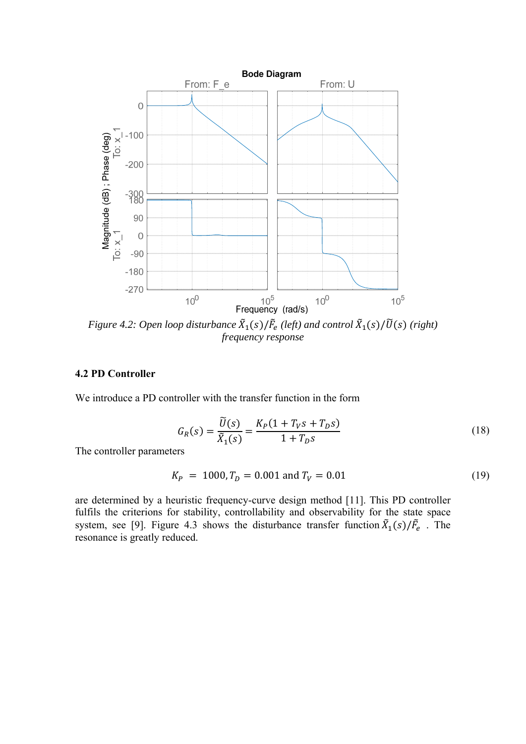*Figure 4.2: Open loop disturbance $\tilde{X}_1(s)/\tilde{F}_e$ (left) and control $\tilde{X}_1(s)/\tilde{U}(s)$ (right) frequency response*

### 4.2 PD Controller

We introduce a PD controller with the transfer function in the form

$$G_R(s) = \frac{\tilde{U}(s)}{\tilde{X}_1(s)} = \frac{K_P(1 + T_V s + T_D s)}{1 + T_D s} \tag{18}$$

The controller parameters

$$K_P \;=\; 1000, T_D \;=\; 0.001 \text{ and } T_V \;=\; 0.01 \tag{19}$$

are determined by a heuristic frequency-curve design method [11]. This PD controller fulfils the criterions for stability, controllability and observability for the state space system, see [9]. Figure 4.3 shows the disturbance transfer function $\tilde{X}_1(s)/\tilde{F}_e$ . The resonance is greatly reduced.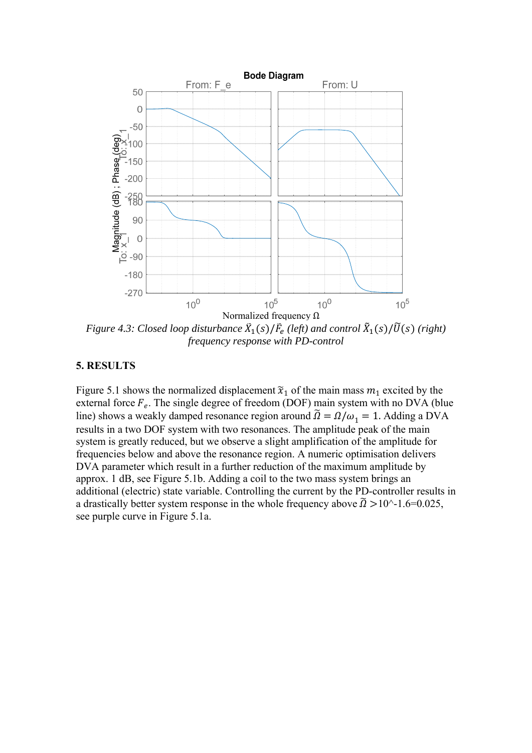*Figure 4.3: Closed loop disturbance $\tilde{X}_1(s)/\bar{F}_e$ (left) and control $\tilde{X}_1(s)/\tilde{U}(s)$ (right) frequency response with PD-control*

## 5. RESULTS

Figure 5.1 shows the normalized displacement $\tilde{x}_1$ of the main mass $m_1$ excited by the external force $F_e$. The single degree of freedom (DOF) main system with no DVA (blue line) shows a weakly damped resonance region around $\tilde{\Omega} = \Omega/\omega_1 = 1$. Adding a DVA results in a two DOF system with two resonances. The amplitude peak of the main system is greatly reduced, but we observe a slight amplification of the amplitude for frequencies below and above the resonance region. A numeric optimisation delivers DVA parameter which result in a further reduction of the maximum amplitude by approx. 1 dB, see Figure 5.1b. Adding a coil to the two mass system brings an additional (electric) state variable. Controlling the current by the PD-controller results in a drastically better system response in the whole frequency above $\tilde{\Omega}$ >10^-1.6=0.025, see purple curve in Figure 5.1a.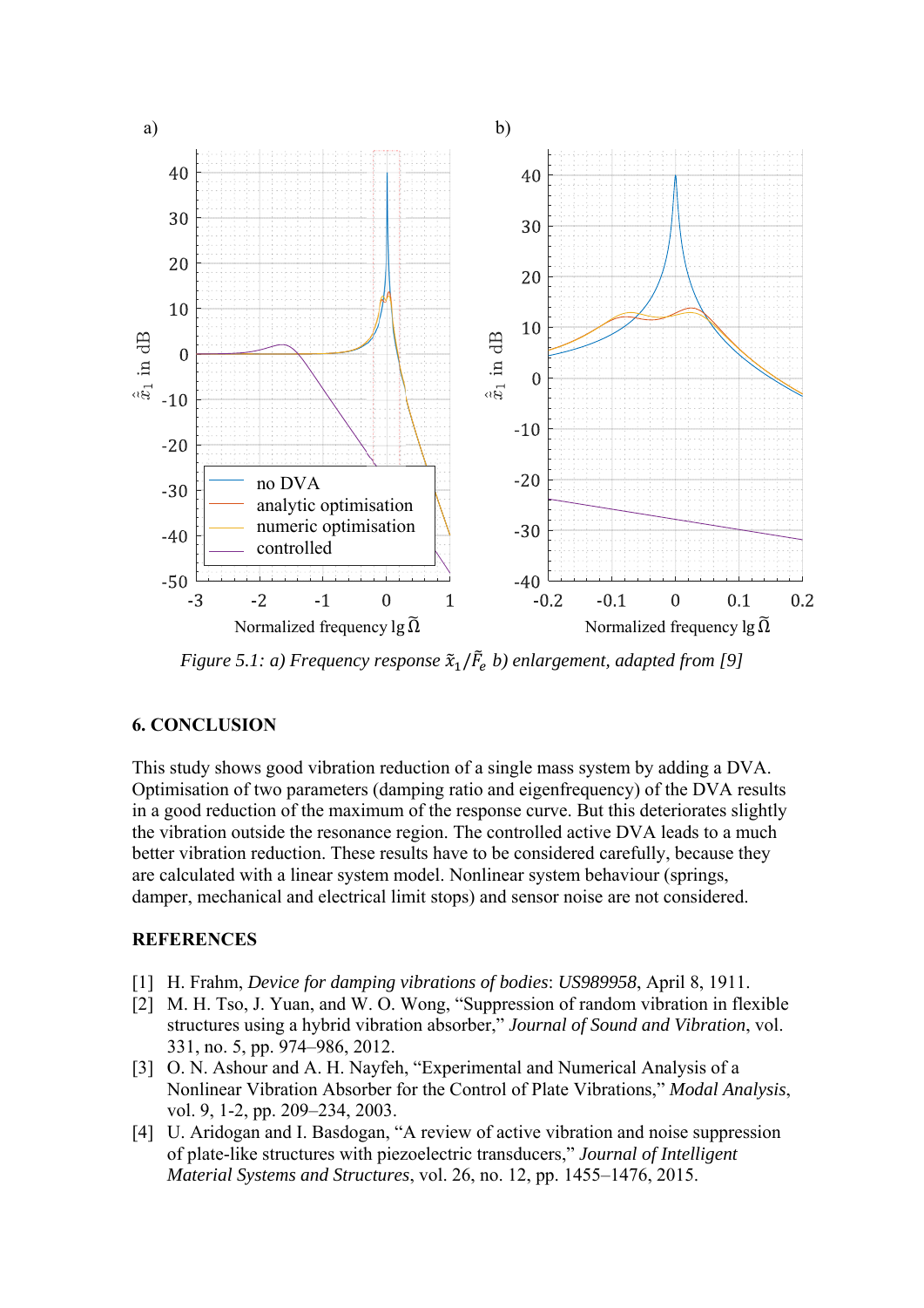*Figure 5.1: a) Frequency response $\tilde{x}_1/\tilde{F}_e$ b) enlargement, adapted from [9]*

## 6. CONCLUSION

This study shows good vibration reduction of a single mass system by adding a DVA. Optimisation of two parameters (damping ratio and eigenfrequency) of the DVA results in a good reduction of the maximum of the response curve. But this deteriorates slightly the vibration outside the resonance region. The controlled active DVA leads to a much better vibration reduction. These results have to be considered carefully, because they are calculated with a linear system model. Nonlinear system behaviour (springs, damper, mechanical and electrical limit stops) and sensor noise are not considered.

## REFERENCES

[1] H. Frahm, *Device for damping vibrations of bodies*: *US989958*, April 8, 1911.

[2] M. H. Tso, J. Yuan, and W. O. Wong, "Suppression of random vibration in flexible structures using a hybrid vibration absorber," *Journal of Sound and Vibration*, vol. 331, no. 5, pp. 974–986, 2012.

[3] O. N. Ashour and A. H. Nayfeh, "Experimental and Numerical Analysis of a Nonlinear Vibration Absorber for the Control of Plate Vibrations," *Modal Analysis*, vol. 9, 1-2, pp. 209–234, 2003.

[4] U. Aridogan and I. Basdogan, "A review of active vibration and noise suppression of plate-like structures with piezoelectric transducers," *Journal of Intelligent Material Systems and Structures*, vol. 26, no. 12, pp. 1455–1476, 2015.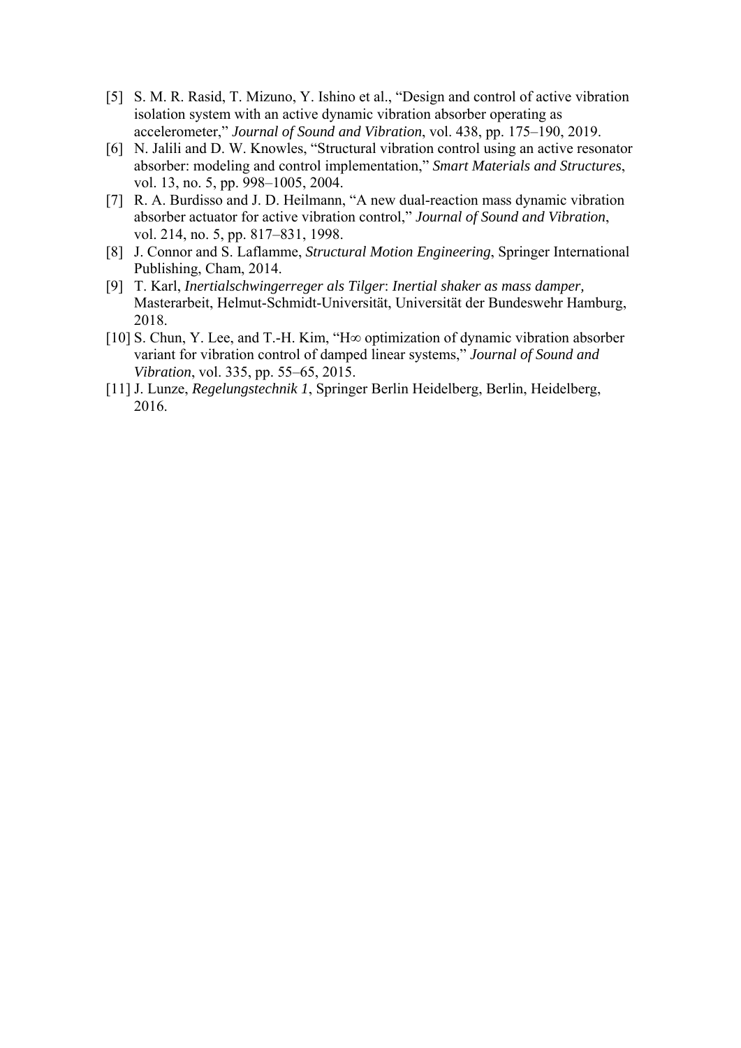[5] S. M. R. Rasid, T. Mizuno, Y. Ishino et al., “Design and control of active vibration isolation system with an active dynamic vibration absorber operating as accelerometer,” *Journal of Sound and Vibration*, vol. 438, pp. 175–190, 2019.

[6] N. Jalili and D. W. Knowles, “Structural vibration control using an active resonator absorber: modeling and control implementation,” *Smart Materials and Structures*, vol. 13, no. 5, pp. 998–1005, 2004.

[7] R. A. Burdisso and J. D. Heilmann, “A new dual-reaction mass dynamic vibration absorber actuator for active vibration control,” *Journal of Sound and Vibration*, vol. 214, no. 5, pp. 817–831, 1998.

[8] J. Connor and S. Laflamme, *Structural Motion Engineering*, Springer International Publishing, Cham, 2014.

[9] T. Karl, *Inertialschwingerreger als Tilger*: *Inertial shaker as mass damper,* Masterarbeit, Helmut-Schmidt-Universität, Universität der Bundeswehr Hamburg, 2018.

[10] S. Chun, Y. Lee, and T.-H. Kim, “H∞ optimization of dynamic vibration absorber variant for vibration control of damped linear systems,” *Journal of Sound and Vibration*, vol. 335, pp. 55–65, 2015.

[11] J. Lunze, *Regelungstechnik 1*, Springer Berlin Heidelberg, Berlin, Heidelberg, 2016.